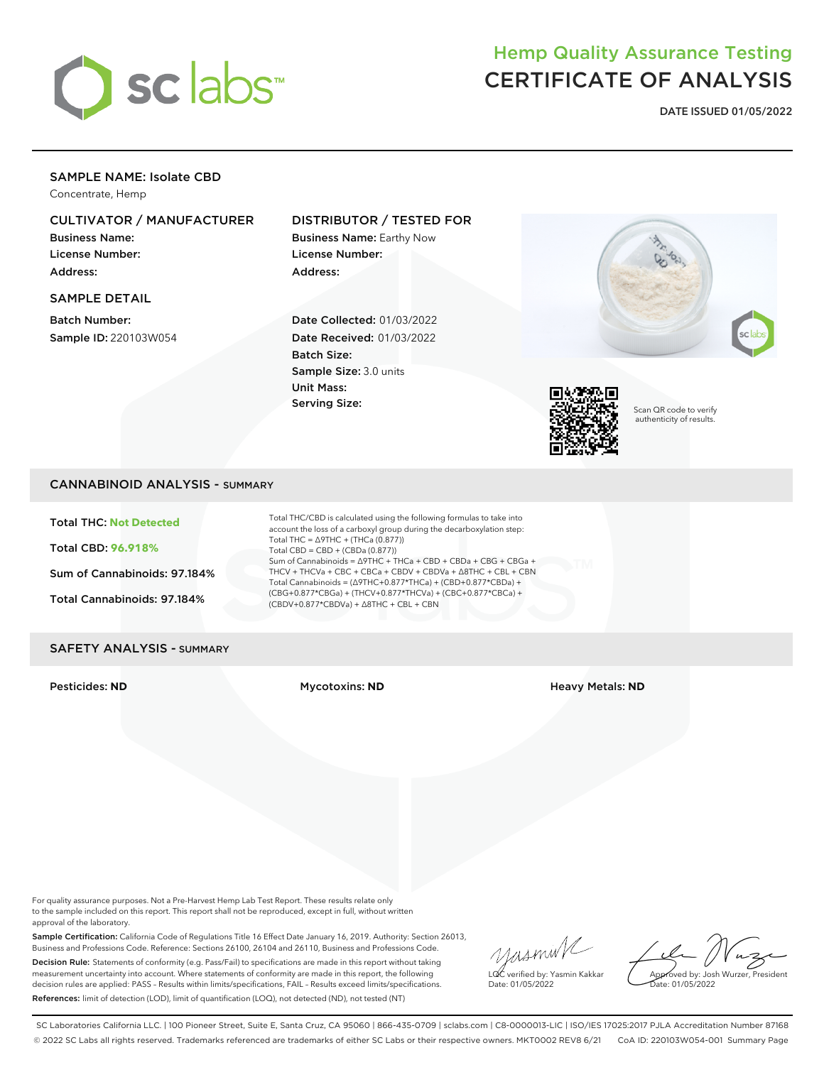# Hemp Quality Assurance Testing
# CERTIFICATE OF ANALYSIS

**DATE ISSUED 01/05/2022**

## SAMPLE NAME: Isolate CBD

Concentrate, Hemp

### CULTIVATOR / MANUFACTURER

**Business Name:**
**License Number:**
**Address:**

### SAMPLE DETAIL

**Batch Number:**
**Sample ID:** 220103W054

### DISTRIBUTOR / TESTED FOR

**Business Name:** Earthy Now
**License Number:**
**Address:**

**Date Collected:** 01/03/2022
**Date Received:** 01/03/2022
**Batch Size:**
**Sample Size:** 3.0 units
**Unit Mass:**
**Serving Size:**

Scan QR code to verify authenticity of results.

## CANNABINOID ANALYSIS - SUMMARY

**Total THC: Not Detected**

**Total CBD: 96.918%**

**Sum of Cannabinoids: 97.184%**

**Total Cannabinoids: 97.184%**

Total THC/CBD is calculated using the following formulas to take into account the loss of a carboxyl group during the decarboxylation step:
Total THC = Δ9THC + (THCa (0.877))
Total CBD = CBD + (CBDa (0.877))
Sum of Cannabinoids = Δ9THC + THCa + CBD + CBDa + CBG + CBGa + THCV + THCVa + CBC + CBCa + CBDV + CBDVa + Δ8THC + CBL + CBN
Total Cannabinoids = (Δ9THC+0.877*THCa) + (CBD+0.877*CBDa) + (CBG+0.877*CBGa) + (THCV+0.877*THCVa) + (CBC+0.877*CBCa) + (CBDV+0.877*CBDVa) + Δ8THC + CBL + CBN

## SAFETY ANALYSIS - SUMMARY

**Pesticides: ND** | **Mycotoxins: ND** | **Heavy Metals: ND**

For quality assurance purposes. Not a Pre-Harvest Hemp Lab Test Report. These results relate only to the sample included on this report. This report shall not be reproduced, except in full, without written approval of the laboratory.

**Sample Certification:** California Code of Regulations Title 16 Effect Date January 16, 2019. Authority: Section 26013, Business and Professions Code. Reference: Sections 26100, 26104 and 26110, Business and Professions Code.

**Decision Rule:** Statements of conformity (e.g. Pass/Fail) to specifications are made in this report without taking measurement uncertainty into account. Where statements of conformity are made in this report, the following decision rules are applied: PASS – Results within limits/specifications, FAIL – Results exceed limits/specifications.

**References:** limit of detection (LOD), limit of quantification (LOQ), not detected (ND), not tested (NT)

LQC verified by: Yasmin Kakkar
Date: 01/05/2022

Approved by: Josh Wurzer, President
Date: 01/05/2022

SC Laboratories California LLC. | 100 Pioneer Street, Suite E, Santa Cruz, CA 95060 | 866-435-0709 | sclabs.com | C8-0000013-LIC | ISO/IES 17025:2017 PJLA Accreditation Number 87168
© 2022 SC Labs all rights reserved. Trademarks referenced are trademarks of either SC Labs or their respective owners. MKT0002 REV8 6/21 CoA ID: 220103W054-001 Summary Page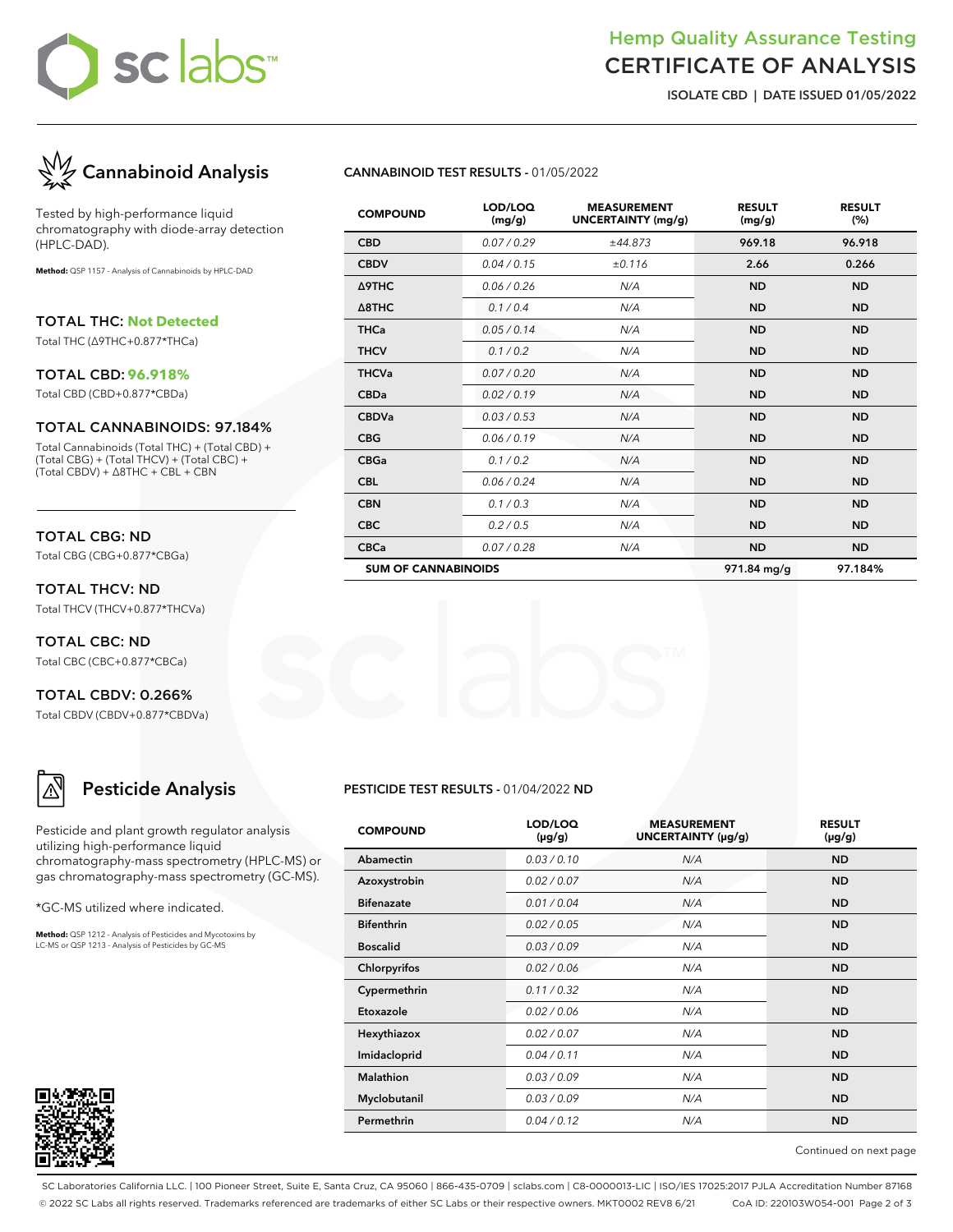# Hemp Quality Assurance Testing
# CERTIFICATE OF ANALYSIS

**ISOLATE CBD | DATE ISSUED 01/05/2022**

## Cannabinoid Analysis

Tested by high-performance liquid chromatography with diode-array detection (HPLC-DAD).

**Method:** QSP 1157 - Analysis of Cannabinoids by HPLC-DAD

### TOTAL THC: Not Detected
Total THC (Δ9THC+0.877*THCa)

### TOTAL CBD: 96.918%
Total CBD (CBD+0.877*CBDa)

### TOTAL CANNABINOIDS: 97.184%
Total Cannabinoids (Total THC) + (Total CBD) + (Total CBG) + (Total THCV) + (Total CBC) + (Total CBDV) + Δ8THC + CBL + CBN

### TOTAL CBG: ND
Total CBG (CBG+0.877*CBGa)

### TOTAL THCV: ND
Total THCV (THCV+0.877*THCVa)

### TOTAL CBC: ND
Total CBC (CBC+0.877*CBCa)

### TOTAL CBDV: 0.266%
Total CBDV (CBDV+0.877*CBDVa)

**CANNABINOID TEST RESULTS** - 01/05/2022

| COMPOUND | LOD/LOQ (mg/g) | MEASUREMENT UNCERTAINTY (mg/g) | RESULT (mg/g) | RESULT (%) |
|---|---|---|---|---|
| CBD | 0.07 / 0.29 | ±44.873 | 969.18 | 96.918 |
| CBDV | 0.04 / 0.15 | ±0.116 | 2.66 | 0.266 |
| Δ9THC | 0.06 / 0.26 | N/A | ND | ND |
| Δ8THC | 0.1 / 0.4 | N/A | ND | ND |
| THCa | 0.05 / 0.14 | N/A | ND | ND |
| THCV | 0.1 / 0.2 | N/A | ND | ND |
| THCVa | 0.07 / 0.20 | N/A | ND | ND |
| CBDa | 0.02 / 0.19 | N/A | ND | ND |
| CBDVa | 0.03 / 0.53 | N/A | ND | ND |
| CBG | 0.06 / 0.19 | N/A | ND | ND |
| CBGa | 0.1 / 0.2 | N/A | ND | ND |
| CBL | 0.06 / 0.24 | N/A | ND | ND |
| CBN | 0.1 / 0.3 | N/A | ND | ND |
| CBC | 0.2 / 0.5 | N/A | ND | ND |
| CBCa | 0.07 / 0.28 | N/A | ND | ND |
| **SUM OF CANNABINOIDS** | | | 971.84 mg/g | 97.184% |

## Pesticide Analysis

Pesticide and plant growth regulator analysis utilizing high-performance liquid chromatography-mass spectrometry (HPLC-MS) or gas chromatography-mass spectrometry (GC-MS).

*GC-MS utilized where indicated.

**Method:** QSP 1212 - Analysis of Pesticides and Mycotoxins by LC-MS or QSP 1213 - Analysis of Pesticides by GC-MS

**PESTICIDE TEST RESULTS** - 01/04/2022 **ND**

| COMPOUND | LOD/LOQ (μg/g) | MEASUREMENT UNCERTAINTY (μg/g) | RESULT (μg/g) |
|---|---|---|---|
| Abamectin | 0.03 / 0.10 | N/A | ND |
| Azoxystrobin | 0.02 / 0.07 | N/A | ND |
| Bifenazate | 0.01 / 0.04 | N/A | ND |
| Bifenthrin | 0.02 / 0.05 | N/A | ND |
| Boscalid | 0.03 / 0.09 | N/A | ND |
| Chlorpyrifos | 0.02 / 0.06 | N/A | ND |
| Cypermethrin | 0.11 / 0.32 | N/A | ND |
| Etoxazole | 0.02 / 0.06 | N/A | ND |
| Hexythiazox | 0.02 / 0.07 | N/A | ND |
| Imidacloprid | 0.04 / 0.11 | N/A | ND |
| Malathion | 0.03 / 0.09 | N/A | ND |
| Myclobutanil | 0.03 / 0.09 | N/A | ND |
| Permethrin | 0.04 / 0.12 | N/A | ND |

Continued on next page

SC Laboratories California LLC. | 100 Pioneer Street, Suite E, Santa Cruz, CA 95060 | 866-435-0709 | sclabs.com | C8-0000013-LIC | ISO/IES 17025:2017 PJLA Accreditation Number 87168
© 2022 SC Labs all rights reserved. Trademarks referenced are trademarks of either SC Labs or their respective owners. MKT0002 REV8 6/21 CoA ID: 220103W054-001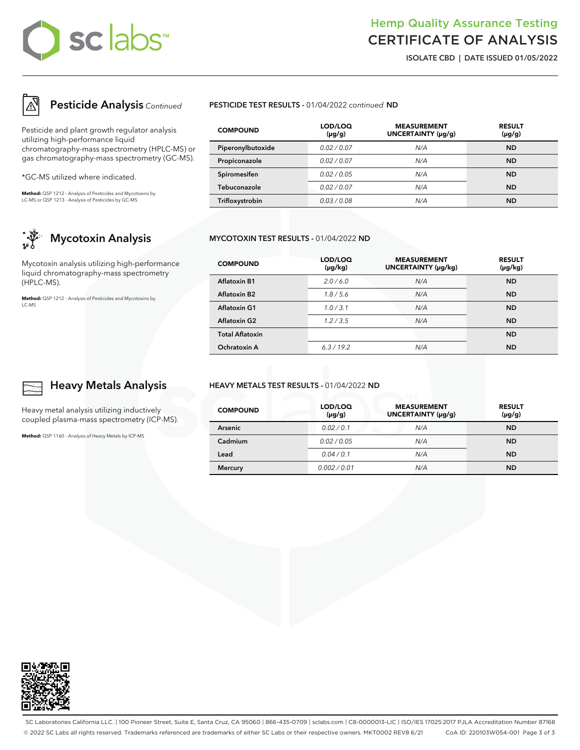# Hemp Quality Assurance Testing
# CERTIFICATE OF ANALYSIS

**ISOLATE CBD | DATE ISSUED 01/05/2022**

## Pesticide Analysis *Continued*

Pesticide and plant growth regulator analysis utilizing high-performance liquid chromatography-mass spectrometry (HPLC-MS) or gas chromatography-mass spectrometry (GC-MS).

*GC-MS utilized where indicated.

**Method:** QSP 1212 - Analysis of Pesticides and Mycotoxins by LC-MS or QSP 1213 - Analysis of Pesticides by GC-MS

**PESTICIDE TEST RESULTS -** 01/04/2022 *continued* **ND**

| COMPOUND | LOD/LOQ (µg/g) | MEASUREMENT UNCERTAINTY (µg/g) | RESULT (µg/g) |
|---|---|---|---|
| Piperonylbutoxide | *0.02 / 0.07* | *N/A* | **ND** |
| Propiconazole | *0.02 / 0.07* | *N/A* | **ND** |
| Spiromesifen | *0.02 / 0.05* | *N/A* | **ND** |
| Tebuconazole | *0.02 / 0.07* | *N/A* | **ND** |
| Trifloxystrobin | *0.03 / 0.08* | *N/A* | **ND** |

## Mycotoxin Analysis

Mycotoxin analysis utilizing high-performance liquid chromatography-mass spectrometry (HPLC-MS).

**Method:** QSP 1212 - Analysis of Pesticides and Mycotoxins by LC-MS

**MYCOTOXIN TEST RESULTS -** 01/04/2022 **ND**

| COMPOUND | LOD/LOQ (µg/kg) | MEASUREMENT UNCERTAINTY (µg/kg) | RESULT (µg/kg) |
|---|---|---|---|
| Aflatoxin B1 | *2.0 / 6.0* | *N/A* | **ND** |
| Aflatoxin B2 | *1.8 / 5.6* | *N/A* | **ND** |
| Aflatoxin G1 | *1.0 / 3.1* | *N/A* | **ND** |
| Aflatoxin G2 | *1.2 / 3.5* | *N/A* | **ND** |
| Total Aflatoxin | | | **ND** |
| Ochratoxin A | *6.3 / 19.2* | *N/A* | **ND** |

## Heavy Metals Analysis

Heavy metal analysis utilizing inductively coupled plasma-mass spectrometry (ICP-MS).

**Method:** QSP 1160 - Analysis of Heavy Metals by ICP-MS

**HEAVY METALS TEST RESULTS -** 01/04/2022 **ND**

| COMPOUND | LOD/LOQ (µg/g) | MEASUREMENT UNCERTAINTY (µg/g) | RESULT (µg/g) |
|---|---|---|---|
| Arsenic | *0.02 / 0.1* | *N/A* | **ND** |
| Cadmium | *0.02 / 0.05* | *N/A* | **ND** |
| Lead | *0.04 / 0.1* | *N/A* | **ND** |
| Mercury | *0.002 / 0.01* | *N/A* | **ND** |

SC Laboratories California LLC. | 100 Pioneer Street, Suite E, Santa Cruz, CA 95060 | 866-435-0709 | sclabs.com | C8-0000013-LIC | ISO/IES 17025:2017 PJLA Accreditation Number 87168

© 2022 SC Labs all rights reserved. Trademarks referenced are trademarks of either SC Labs or their respective owners. MKT0002 REV8 6/21 CoA ID: 220103W054-001